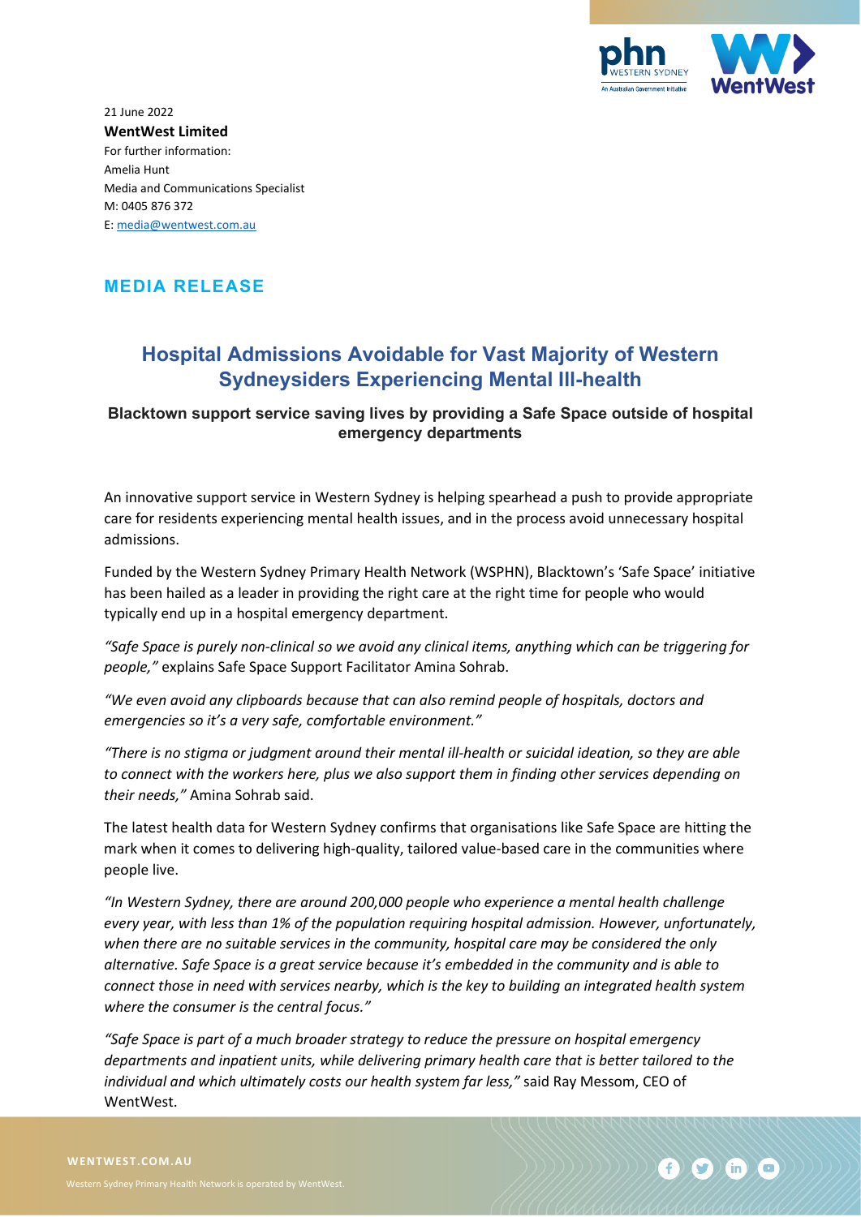21 June 2022
**WentWest Limited**
For further information:
Amelia Hunt
Media and Communications Specialist
M: 0405 876 372
E: media@wentwest.com.au

## MEDIA RELEASE

# Hospital Admissions Avoidable for Vast Majority of Western Sydneysiders Experiencing Mental Ill-health

### Blacktown support service saving lives by providing a Safe Space outside of hospital emergency departments

An innovative support service in Western Sydney is helping spearhead a push to provide appropriate care for residents experiencing mental health issues, and in the process avoid unnecessary hospital admissions.

Funded by the Western Sydney Primary Health Network (WSPHN), Blacktown's 'Safe Space' initiative has been hailed as a leader in providing the right care at the right time for people who would typically end up in a hospital emergency department.

*"Safe Space is purely non-clinical so we avoid any clinical items, anything which can be triggering for people,"* explains Safe Space Support Facilitator Amina Sohrab.

*"We even avoid any clipboards because that can also remind people of hospitals, doctors and emergencies so it's a very safe, comfortable environment."*

*"There is no stigma or judgment around their mental ill-health or suicidal ideation, so they are able to connect with the workers here, plus we also support them in finding other services depending on their needs,"* Amina Sohrab said.

The latest health data for Western Sydney confirms that organisations like Safe Space are hitting the mark when it comes to delivering high-quality, tailored value-based care in the communities where people live.

*"In Western Sydney, there are around 200,000 people who experience a mental health challenge every year, with less than 1% of the population requiring hospital admission. However, unfortunately, when there are no suitable services in the community, hospital care may be considered the only alternative. Safe Space is a great service because it's embedded in the community and is able to connect those in need with services nearby, which is the key to building an integrated health system where the consumer is the central focus."*

*"Safe Space is part of a much broader strategy to reduce the pressure on hospital emergency departments and inpatient units, while delivering primary health care that is better tailored to the individual and which ultimately costs our health system far less,"* said Ray Messom, CEO of WentWest.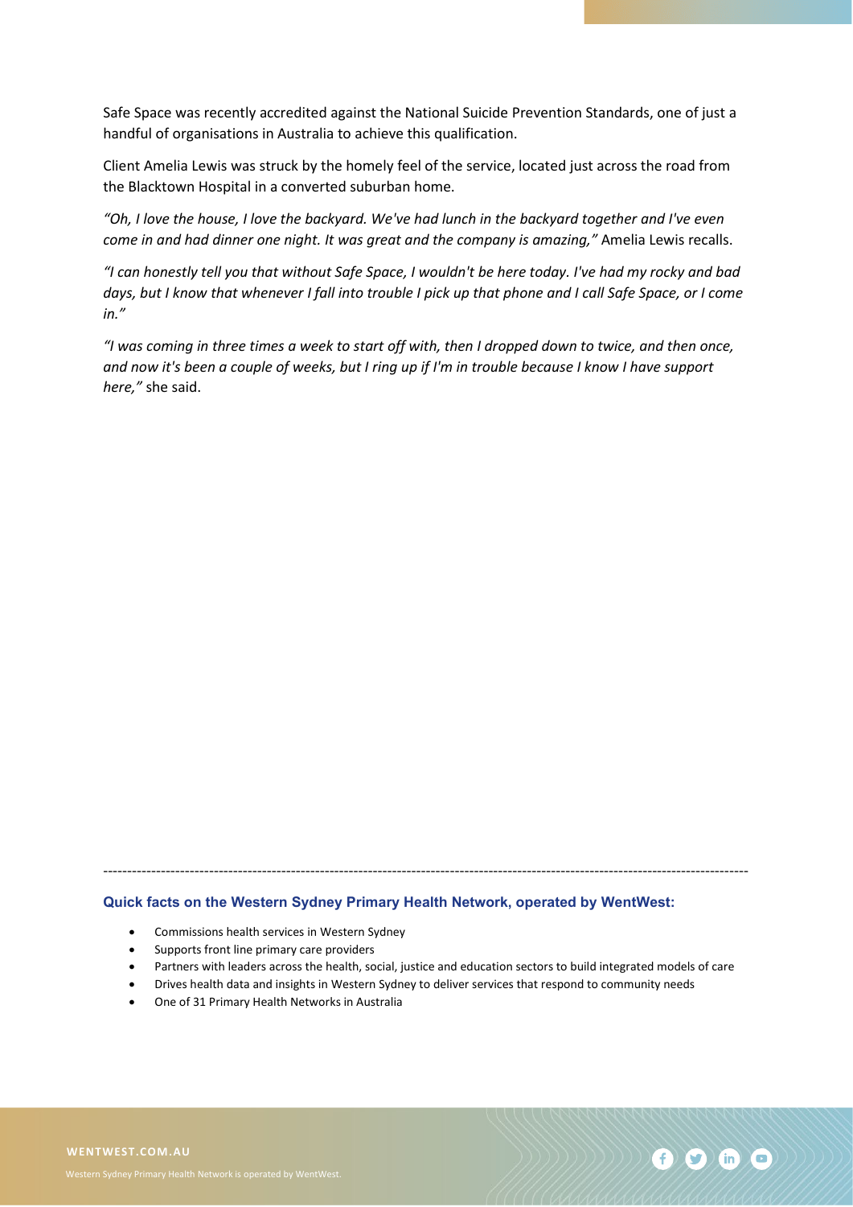Safe Space was recently accredited against the National Suicide Prevention Standards, one of just a handful of organisations in Australia to achieve this qualification.

Client Amelia Lewis was struck by the homely feel of the service, located just across the road from the Blacktown Hospital in a converted suburban home.

*"Oh, I love the house, I love the backyard. We've had lunch in the backyard together and I've even come in and had dinner one night. It was great and the company is amazing,"* Amelia Lewis recalls.

*"I can honestly tell you that without Safe Space, I wouldn't be here today. I've had my rocky and bad days, but I know that whenever I fall into trouble I pick up that phone and I call Safe Space, or I come in."*

*"I was coming in three times a week to start off with, then I dropped down to twice, and then once, and now it's been a couple of weeks, but I ring up if I'm in trouble because I know I have support here,"* she said.

---

**Quick facts on the Western Sydney Primary Health Network, operated by WentWest:**

- Commissions health services in Western Sydney
- Supports front line primary care providers
- Partners with leaders across the health, social, justice and education sectors to build integrated models of care
- Drives health data and insights in Western Sydney to deliver services that respond to community needs
- One of 31 Primary Health Networks in Australia